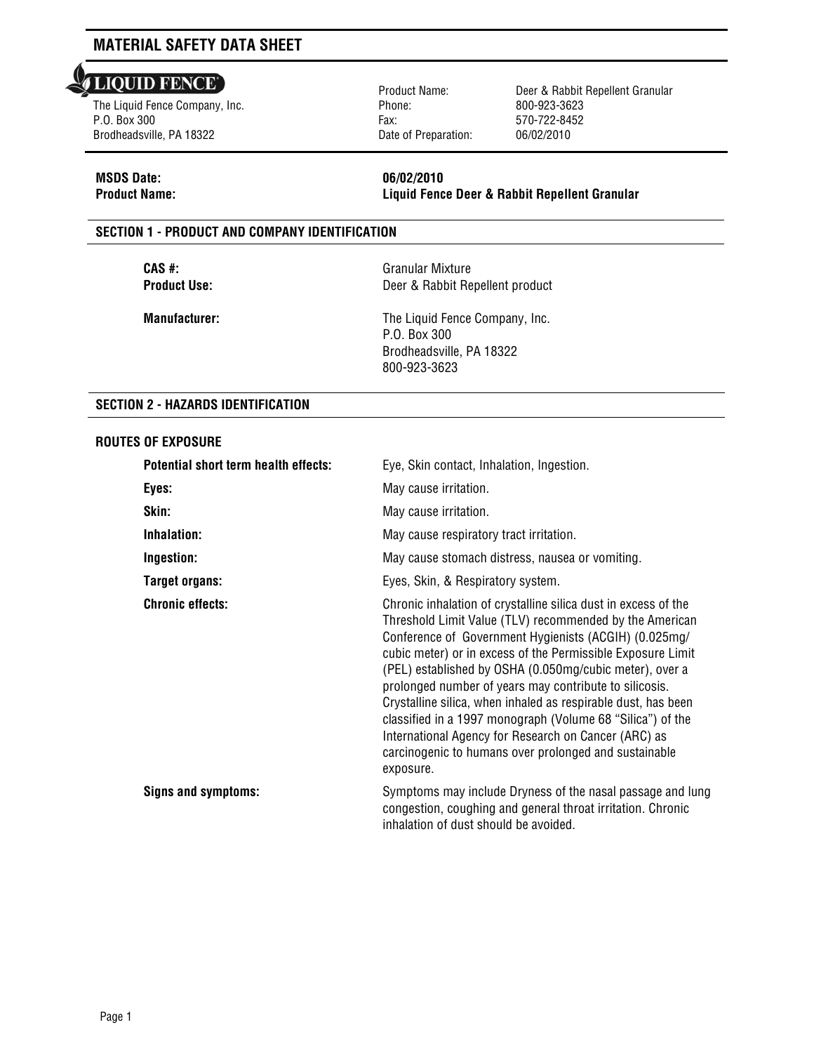# MATERIAL SAFETY DATA SHEET

**LIQUID FENCE®**

The Liquid Fence Company, Inc.
P.O. Box 300
Brodheadsville, PA 18322

| | |
|---|---|
| Product Name: | Deer & Rabbit Repellent Granular |
| Phone: | 800-923-3623 |
| Fax: | 570-722-8452 |
| Date of Preparation: | 06/02/2010 |

**MSDS Date:** **06/02/2010**
**Product Name:** **Liquid Fence Deer & Rabbit Repellent Granular**

## SECTION 1 - PRODUCT AND COMPANY IDENTIFICATION

**CAS #:** Granular Mixture
**Product Use:** Deer & Rabbit Repellent product

**Manufacturer:** The Liquid Fence Company, Inc.
P.O. Box 300
Brodheadsville, PA 18322
800-923-3623

## SECTION 2 - HAZARDS IDENTIFICATION

### ROUTES OF EXPOSURE

**Potential short term health effects:** Eye, Skin contact, Inhalation, Ingestion.

**Eyes:** May cause irritation.

**Skin:** May cause irritation.

**Inhalation:** May cause respiratory tract irritation.

**Ingestion:** May cause stomach distress, nausea or vomiting.

**Target organs:** Eyes, Skin, & Respiratory system.

**Chronic effects:** Chronic inhalation of crystalline silica dust in excess of the Threshold Limit Value (TLV) recommended by the American Conference of Government Hygienists (ACGIH) (0.025mg/ cubic meter) or in excess of the Permissible Exposure Limit (PEL) established by OSHA (0.050mg/cubic meter), over a prolonged number of years may contribute to silicosis. Crystalline silica, when inhaled as respirable dust, has been classified in a 1997 monograph (Volume 68 "Silica") of the International Agency for Research on Cancer (ARC) as carcinogenic to humans over prolonged and sustainable exposure.

**Signs and symptoms:** Symptoms may include Dryness of the nasal passage and lung congestion, coughing and general throat irritation. Chronic inhalation of dust should be avoided.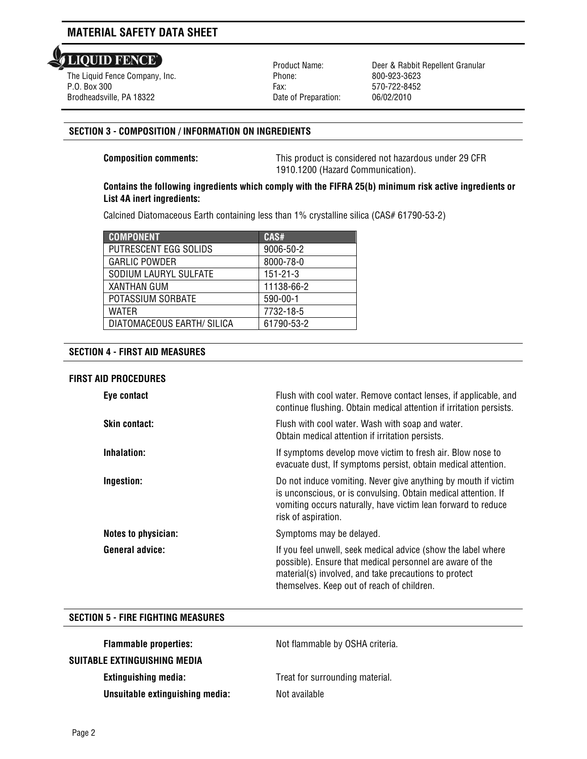# MATERIAL SAFETY DATA SHEET

**LIQUID FENCE**

The Liquid Fence Company, Inc.
P.O. Box 300
Brodheadsville, PA 18322

Product Name: Deer & Rabbit Repellent Granular
Phone: 800-923-3623
Fax: 570-722-8452
Date of Preparation: 06/02/2010

## SECTION 3 - COMPOSITION / INFORMATION ON INGREDIENTS

**Composition comments:** This product is considered not hazardous under 29 CFR 1910.1200 (Hazard Communication).

**Contains the following ingredients which comply with the FIFRA 25(b) minimum risk active ingredients or List 4A inert ingredients:**

Calcined Diatomaceous Earth containing less than 1% crystalline silica (CAS# 61790-53-2)

| COMPONENT | CAS# |
|---|---|
| PUTRESCENT EGG SOLIDS | 9006-50-2 |
| GARLIC POWDER | 8000-78-0 |
| SODIUM LAURYL SULFATE | 151-21-3 |
| XANTHAN GUM | 11138-66-2 |
| POTASSIUM SORBATE | 590-00-1 |
| WATER | 7732-18-5 |
| DIATOMACEOUS EARTH/ SILICA | 61790-53-2 |

## SECTION 4 - FIRST AID MEASURES

### FIRST AID PROCEDURES

**Eye contact** Flush with cool water. Remove contact lenses, if applicable, and continue flushing. Obtain medical attention if irritation persists.

**Skin contact:** Flush with cool water. Wash with soap and water. Obtain medical attention if irritation persists.

**Inhalation:** If symptoms develop move victim to fresh air. Blow nose to evacuate dust, If symptoms persist, obtain medical attention.

**Ingestion:** Do not induce vomiting. Never give anything by mouth if victim is unconscious, or is convulsing. Obtain medical attention. If vomiting occurs naturally, have victim lean forward to reduce risk of aspiration.

**Notes to physician:** Symptoms may be delayed.

**General advice:** If you feel unwell, seek medical advice (show the label where possible). Ensure that medical personnel are aware of the material(s) involved, and take precautions to protect themselves. Keep out of reach of children.

## SECTION 5 - FIRE FIGHTING MEASURES

**Flammable properties:** Not flammable by OSHA criteria.

### SUITABLE EXTINGUISHING MEDIA

**Extinguishing media:** Treat for surrounding material.

**Unsuitable extinguishing media:** Not available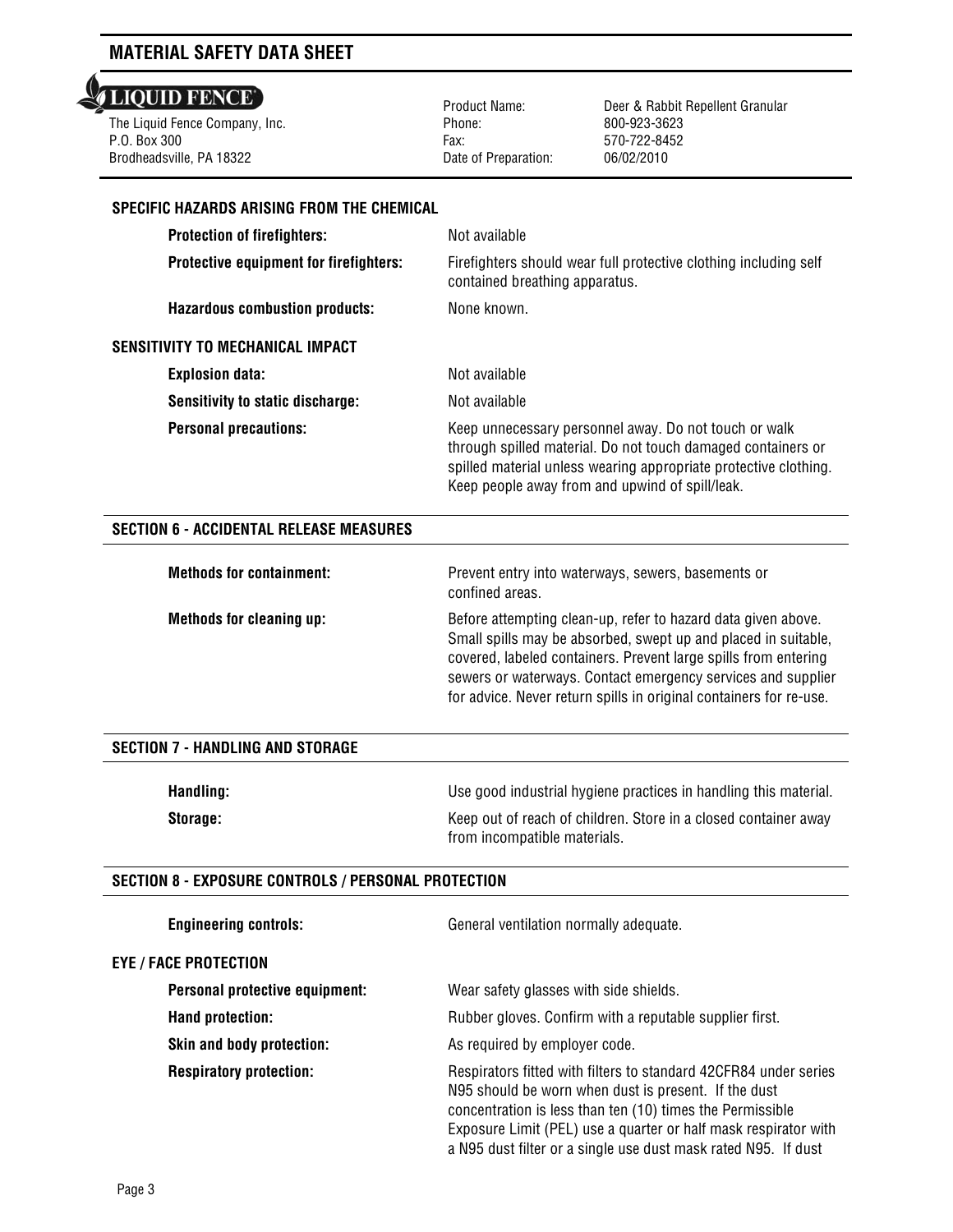# MATERIAL SAFETY DATA SHEET

**LIQUID FENCE**

The Liquid Fence Company, Inc.
P.O. Box 300
Brodheadsville, PA 18322

| | |
|---|---|
| Product Name: | Deer & Rabbit Repellent Granular |
| Phone: | 800-923-3623 |
| Fax: | 570-722-8452 |
| Date of Preparation: | 06/02/2010 |

### SPECIFIC HAZARDS ARISING FROM THE CHEMICAL

**Protection of firefighters:** Not available

**Protective equipment for firefighters:** Firefighters should wear full protective clothing including self contained breathing apparatus.

**Hazardous combustion products:** None known.

### SENSITIVITY TO MECHANICAL IMPACT

**Explosion data:** Not available

**Sensitivity to static discharge:** Not available

**Personal precautions:** Keep unnecessary personnel away. Do not touch or walk through spilled material. Do not touch damaged containers or spilled material unless wearing appropriate protective clothing. Keep people away from and upwind of spill/leak.

## SECTION 6 - ACCIDENTAL RELEASE MEASURES

**Methods for containment:** Prevent entry into waterways, sewers, basements or confined areas.

**Methods for cleaning up:** Before attempting clean-up, refer to hazard data given above. Small spills may be absorbed, swept up and placed in suitable, covered, labeled containers. Prevent large spills from entering sewers or waterways. Contact emergency services and supplier for advice. Never return spills in original containers for re-use.

## SECTION 7 - HANDLING AND STORAGE

**Handling:** Use good industrial hygiene practices in handling this material.

**Storage:** Keep out of reach of children. Store in a closed container away from incompatible materials.

## SECTION 8 - EXPOSURE CONTROLS / PERSONAL PROTECTION

**Engineering controls:** General ventilation normally adequate.

### EYE / FACE PROTECTION

**Personal protective equipment:** Wear safety glasses with side shields.

**Hand protection:** Rubber gloves. Confirm with a reputable supplier first.

**Skin and body protection:** As required by employer code.

**Respiratory protection:** Respirators fitted with filters to standard 42CFR84 under series N95 should be worn when dust is present. If the dust concentration is less than ten (10) times the Permissible Exposure Limit (PEL) use a quarter or half mask respirator with a N95 dust filter or a single use dust mask rated N95. If dust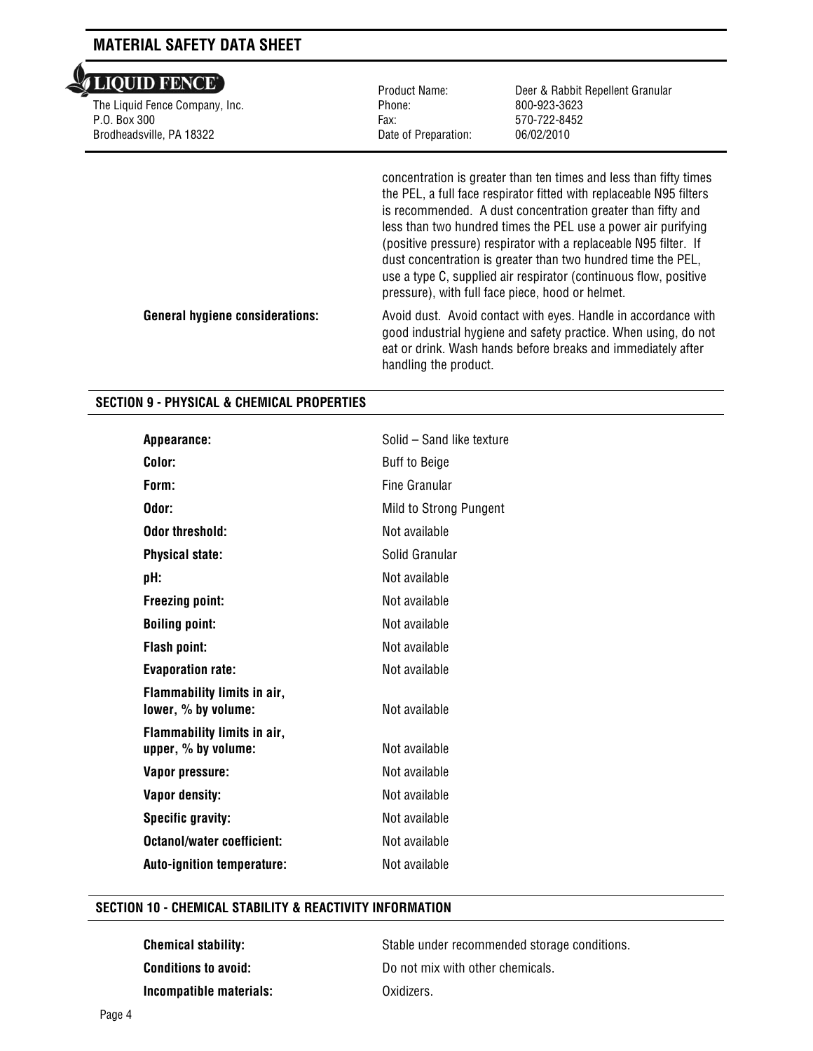concentration is greater than ten times and less than fifty times the PEL, a full face respirator fitted with replaceable N95 filters is recommended. A dust concentration greater than fifty and less than two hundred times the PEL use a power air purifying (positive pressure) respirator with a replaceable N95 filter. If dust concentration is greater than two hundred time the PEL, use a type C, supplied air respirator (continuous flow, positive pressure), with full face piece, hood or helmet.

**General hygiene considerations:** Avoid dust. Avoid contact with eyes. Handle in accordance with good industrial hygiene and safety practice. When using, do not eat or drink. Wash hands before breaks and immediately after handling the product.

## SECTION 9 - PHYSICAL & CHEMICAL PROPERTIES

| | |
|---|---|
| **Appearance:** | Solid – Sand like texture |
| **Color:** | Buff to Beige |
| **Form:** | Fine Granular |
| **Odor:** | Mild to Strong Pungent |
| **Odor threshold:** | Not available |
| **Physical state:** | Solid Granular |
| **pH:** | Not available |
| **Freezing point:** | Not available |
| **Boiling point:** | Not available |
| **Flash point:** | Not available |
| **Evaporation rate:** | Not available |
| **Flammability limits in air, lower, % by volume:** | Not available |
| **Flammability limits in air, upper, % by volume:** | Not available |
| **Vapor pressure:** | Not available |
| **Vapor density:** | Not available |
| **Specific gravity:** | Not available |
| **Octanol/water coefficient:** | Not available |
| **Auto-ignition temperature:** | Not available |

## SECTION 10 - CHEMICAL STABILITY & REACTIVITY INFORMATION

| | |
|---|---|
| **Chemical stability:** | Stable under recommended storage conditions. |
| **Conditions to avoid:** | Do not mix with other chemicals. |
| **Incompatible materials:** | Oxidizers. |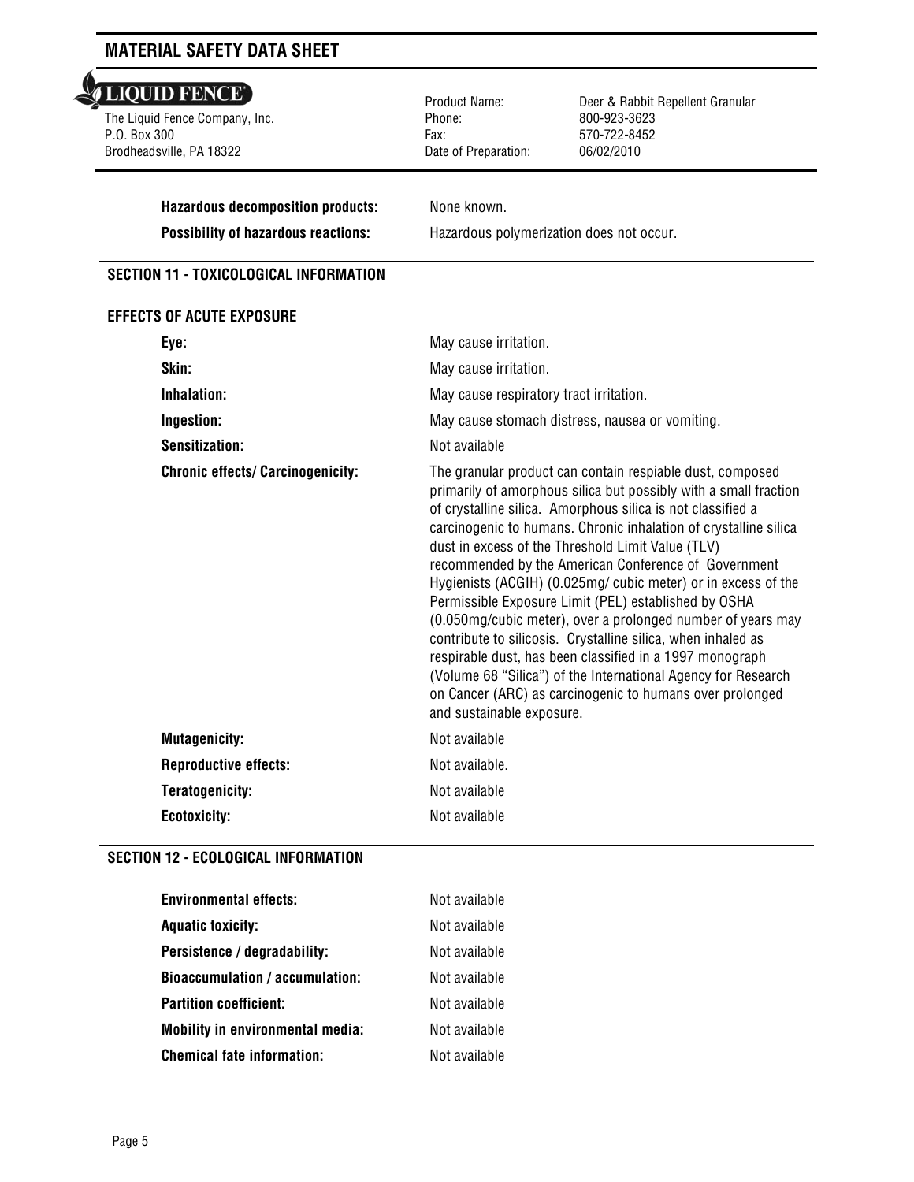## MATERIAL SAFETY DATA SHEET

**LIQUID FENCE**

The Liquid Fence Company, Inc.
P.O. Box 300
Brodheadsville, PA 18322

| | |
|---|---|
| Product Name: | Deer & Rabbit Repellent Granular |
| Phone: | 800-923-3623 |
| Fax: | 570-722-8452 |
| Date of Preparation: | 06/02/2010 |

**Hazardous decomposition products:** None known.

**Possibility of hazardous reactions:** Hazardous polymerization does not occur.

### SECTION 11 - TOXICOLOGICAL INFORMATION

#### EFFECTS OF ACUTE EXPOSURE

**Eye:** May cause irritation.

**Skin:** May cause irritation.

**Inhalation:** May cause respiratory tract irritation.

**Ingestion:** May cause stomach distress, nausea or vomiting.

**Sensitization:** Not available

**Chronic effects/ Carcinogenicity:** The granular product can contain respiable dust, composed primarily of amorphous silica but possibly with a small fraction of crystalline silica. Amorphous silica is not classified a carcinogenic to humans. Chronic inhalation of crystalline silica dust in excess of the Threshold Limit Value (TLV) recommended by the American Conference of Government Hygienists (ACGIH) (0.025mg/ cubic meter) or in excess of the Permissible Exposure Limit (PEL) established by OSHA (0.050mg/cubic meter), over a prolonged number of years may contribute to silicosis. Crystalline silica, when inhaled as respirable dust, has been classified in a 1997 monograph (Volume 68 "Silica") of the International Agency for Research on Cancer (ARC) as carcinogenic to humans over prolonged and sustainable exposure.

**Mutagenicity:** Not available

**Reproductive effects:** Not available.

**Teratogenicity:** Not available

**Ecotoxicity:** Not available

### SECTION 12 - ECOLOGICAL INFORMATION

**Environmental effects:** Not available

**Aquatic toxicity:** Not available

**Persistence / degradability:** Not available

**Bioaccumulation / accumulation:** Not available

**Partition coefficient:** Not available

**Mobility in environmental media:** Not available

**Chemical fate information:** Not available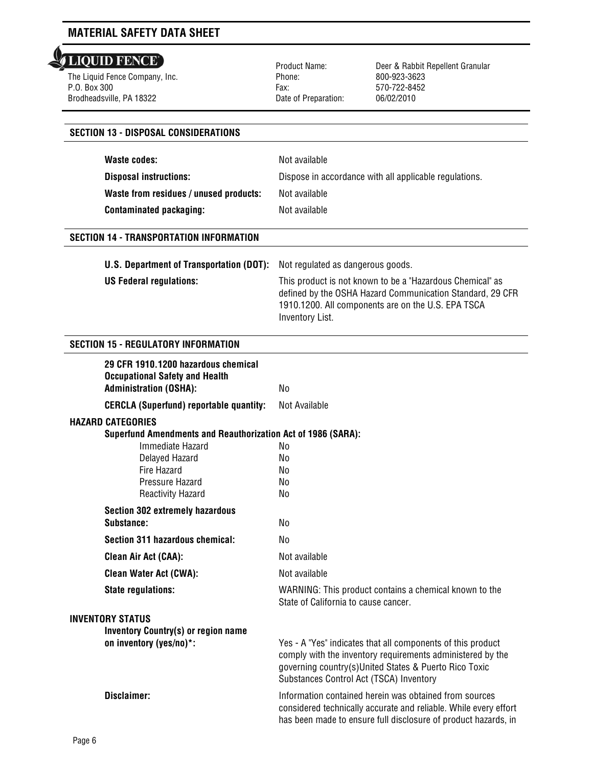## SECTION 13 - DISPOSAL CONSIDERATIONS

| | |
|---|---|
| **Waste codes:** | Not available |
| **Disposal instructions:** | Dispose in accordance with all applicable regulations. |
| **Waste from residues / unused products:** | Not available |
| **Contaminated packaging:** | Not available |

## SECTION 14 - TRANSPORTATION INFORMATION

| | |
|---|---|
| **U.S. Department of Transportation (DOT):** | Not regulated as dangerous goods. |
| **US Federal regulations:** | This product is not known to be a "Hazardous Chemical" as defined by the OSHA Hazard Communication Standard, 29 CFR 1910.1200. All components are on the U.S. EPA TSCA Inventory List. |

## SECTION 15 - REGULATORY INFORMATION

| | |
|---|---|
| **29 CFR 1910.1200 hazardous chemical Occupational Safety and Health Administration (OSHA):** | No |
| **CERCLA (Superfund) reportable quantity:** | Not Available |

**HAZARD CATEGORIES**

**Superfund Amendments and Reauthorization Act of 1986 (SARA):**

| | |
|---|---|
| Immediate Hazard | No |
| Delayed Hazard | No |
| Fire Hazard | No |
| Pressure Hazard | No |
| Reactivity Hazard | No |

| | |
|---|---|
| **Section 302 extremely hazardous Substance:** | No |
| **Section 311 hazardous chemical:** | No |
| **Clean Air Act (CAA):** | Not available |
| **Clean Water Act (CWA):** | Not available |
| **State regulations:** | WARNING: This product contains a chemical known to the State of California to cause cancer. |

**INVENTORY STATUS**

| | |
|---|---|
| **Inventory Country(s) or region name on inventory (yes/no)*:** | Yes - A "Yes" indicates that all components of this product comply with the inventory requirements administered by the governing country(s)United States & Puerto Rico Toxic Substances Control Act (TSCA) Inventory |
| **Disclaimer:** | Information contained herein was obtained from sources considered technically accurate and reliable. While every effort has been made to ensure full disclosure of product hazards, in |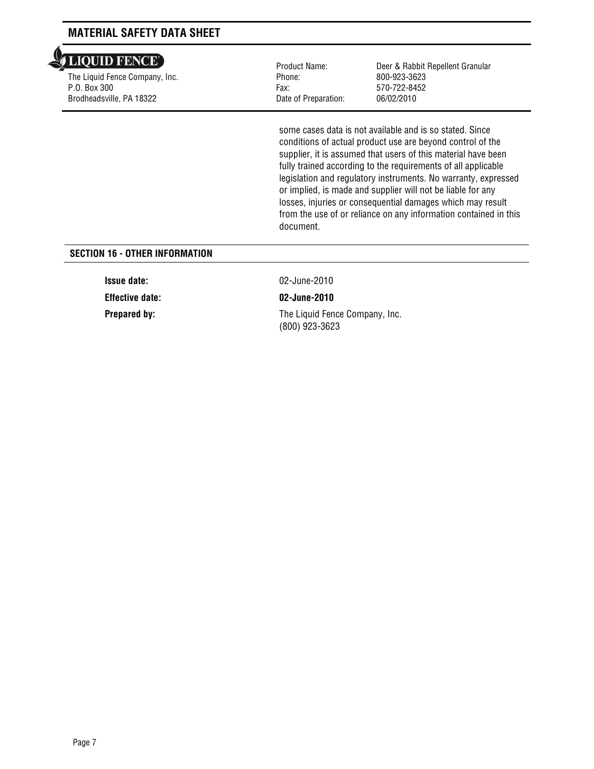some cases data is not available and is so stated. Since conditions of actual product use are beyond control of the supplier, it is assumed that users of this material have been fully trained according to the requirements of all applicable legislation and regulatory instruments. No warranty, expressed or implied, is made and supplier will not be liable for any losses, injuries or consequential damages which may result from the use of or reliance on any information contained in this document.

## SECTION 16 - OTHER INFORMATION

**Issue date:** 02-June-2010

**Effective date:** **02-June-2010**

**Prepared by:** The Liquid Fence Company, Inc.
(800) 923-3623